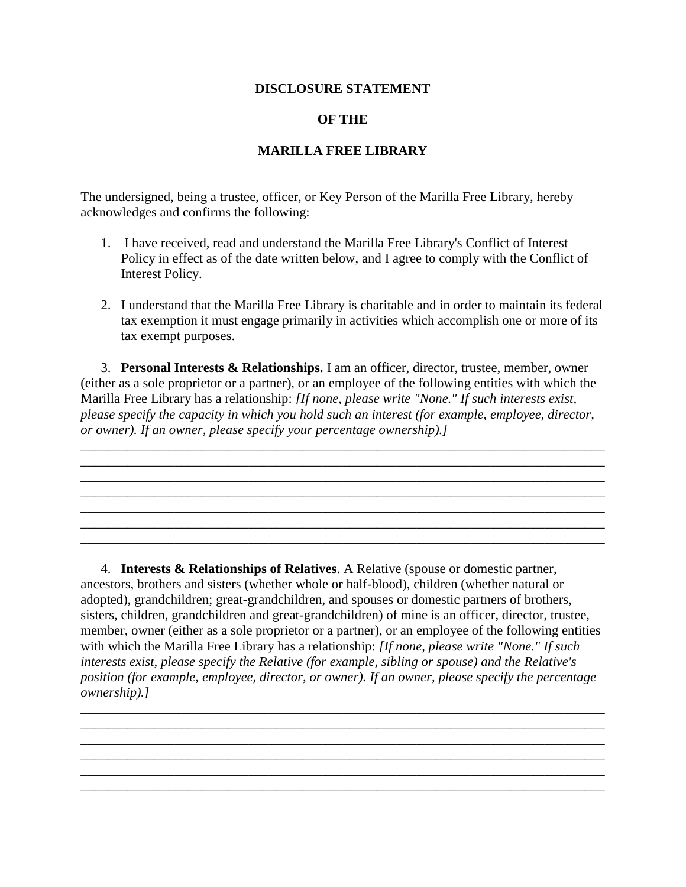**DISCLOSURE STATEMENT**

**OF THE**

**MARILLA FREE LIBRARY**

The undersigned, being a trustee, officer, or Key Person of the Marilla Free Library, hereby acknowledges and confirms the following:

1. I have received, read and understand the Marilla Free Library's Conflict of Interest Policy in effect as of the date written below, and I agree to comply with the Conflict of Interest Policy.

2. I understand that the Marilla Free Library is charitable and in order to maintain its federal tax exemption it must engage primarily in activities which accomplish one or more of its tax exempt purposes.

3. **Personal Interests & Relationships.** I am an officer, director, trustee, member, owner (either as a sole proprietor or a partner), or an employee of the following entities with which the Marilla Free Library has a relationship: *[If none, please write "None." If such interests exist, please specify the capacity in which you hold such an interest (for example, employee, director, or owner). If an owner, please specify your percentage ownership).]*

________________________________________________________________________________
________________________________________________________________________________
________________________________________________________________________________
________________________________________________________________________________
________________________________________________________________________________
________________________________________________________________________________
________________________________________________________________________________

4. **Interests & Relationships of Relatives**. A Relative (spouse or domestic partner, ancestors, brothers and sisters (whether whole or half-blood), children (whether natural or adopted), grandchildren; great-grandchildren, and spouses or domestic partners of brothers, sisters, children, grandchildren and great-grandchildren) of mine is an officer, director, trustee, member, owner (either as a sole proprietor or a partner), or an employee of the following entities with which the Marilla Free Library has a relationship: *[If none, please write "None." If such interests exist, please specify the Relative (for example, sibling or spouse) and the Relative's position (for example, employee, director, or owner). If an owner, please specify the percentage ownership).]*

________________________________________________________________________________
________________________________________________________________________________
________________________________________________________________________________
________________________________________________________________________________
________________________________________________________________________________
________________________________________________________________________________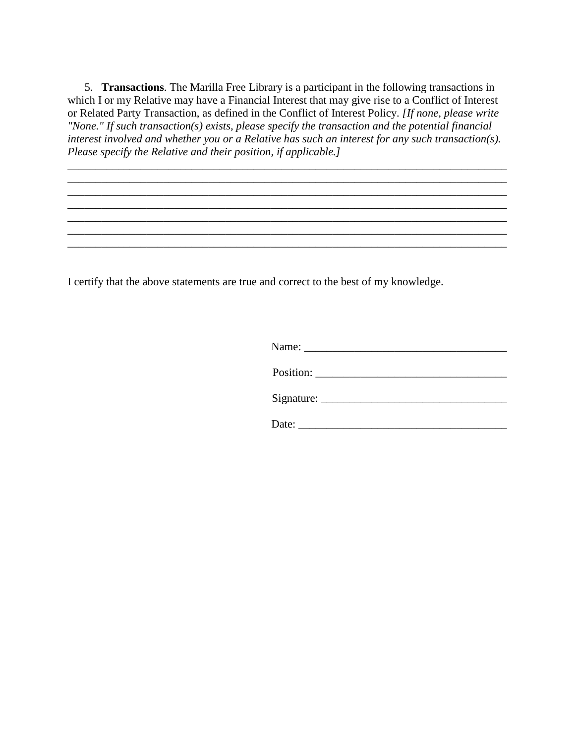5. **Transactions**. The Marilla Free Library is a participant in the following transactions in which I or my Relative may have a Financial Interest that may give rise to a Conflict of Interest or Related Party Transaction, as defined in the Conflict of Interest Policy. *[If none, please write "None." If such transaction(s) exists, please specify the transaction and the potential financial interest involved and whether you or a Relative has such an interest for any such transaction(s). Please specify the Relative and their position, if applicable.]*

\_\_\_\_\_\_\_\_\_\_\_\_\_\_\_\_\_\_\_\_\_\_\_\_\_\_\_\_\_\_\_\_\_\_\_\_\_\_\_\_\_\_\_\_\_\_\_\_\_\_\_\_\_\_\_\_\_\_\_\_\_\_\_\_\_\_\_\_\_\_\_\_
\_\_\_\_\_\_\_\_\_\_\_\_\_\_\_\_\_\_\_\_\_\_\_\_\_\_\_\_\_\_\_\_\_\_\_\_\_\_\_\_\_\_\_\_\_\_\_\_\_\_\_\_\_\_\_\_\_\_\_\_\_\_\_\_\_\_\_\_\_\_\_\_
\_\_\_\_\_\_\_\_\_\_\_\_\_\_\_\_\_\_\_\_\_\_\_\_\_\_\_\_\_\_\_\_\_\_\_\_\_\_\_\_\_\_\_\_\_\_\_\_\_\_\_\_\_\_\_\_\_\_\_\_\_\_\_\_\_\_\_\_\_\_\_\_
\_\_\_\_\_\_\_\_\_\_\_\_\_\_\_\_\_\_\_\_\_\_\_\_\_\_\_\_\_\_\_\_\_\_\_\_\_\_\_\_\_\_\_\_\_\_\_\_\_\_\_\_\_\_\_\_\_\_\_\_\_\_\_\_\_\_\_\_\_\_\_\_
\_\_\_\_\_\_\_\_\_\_\_\_\_\_\_\_\_\_\_\_\_\_\_\_\_\_\_\_\_\_\_\_\_\_\_\_\_\_\_\_\_\_\_\_\_\_\_\_\_\_\_\_\_\_\_\_\_\_\_\_\_\_\_\_\_\_\_\_\_\_\_\_
\_\_\_\_\_\_\_\_\_\_\_\_\_\_\_\_\_\_\_\_\_\_\_\_\_\_\_\_\_\_\_\_\_\_\_\_\_\_\_\_\_\_\_\_\_\_\_\_\_\_\_\_\_\_\_\_\_\_\_\_\_\_\_\_\_\_\_\_\_\_\_\_
\_\_\_\_\_\_\_\_\_\_\_\_\_\_\_\_\_\_\_\_\_\_\_\_\_\_\_\_\_\_\_\_\_\_\_\_\_\_\_\_\_\_\_\_\_\_\_\_\_\_\_\_\_\_\_\_\_\_\_\_\_\_\_\_\_\_\_\_\_\_\_\_

I certify that the above statements are true and correct to the best of my knowledge.

Name: \_\_\_\_\_\_\_\_\_\_\_\_\_\_\_\_\_\_\_\_\_\_\_\_\_\_\_\_\_\_\_\_\_\_\_

Position: \_\_\_\_\_\_\_\_\_\_\_\_\_\_\_\_\_\_\_\_\_\_\_\_\_\_\_\_\_\_\_\_\_

Signature: \_\_\_\_\_\_\_\_\_\_\_\_\_\_\_\_\_\_\_\_\_\_\_\_\_\_\_\_\_\_\_\_

Date: \_\_\_\_\_\_\_\_\_\_\_\_\_\_\_\_\_\_\_\_\_\_\_\_\_\_\_\_\_\_\_\_\_\_\_\_